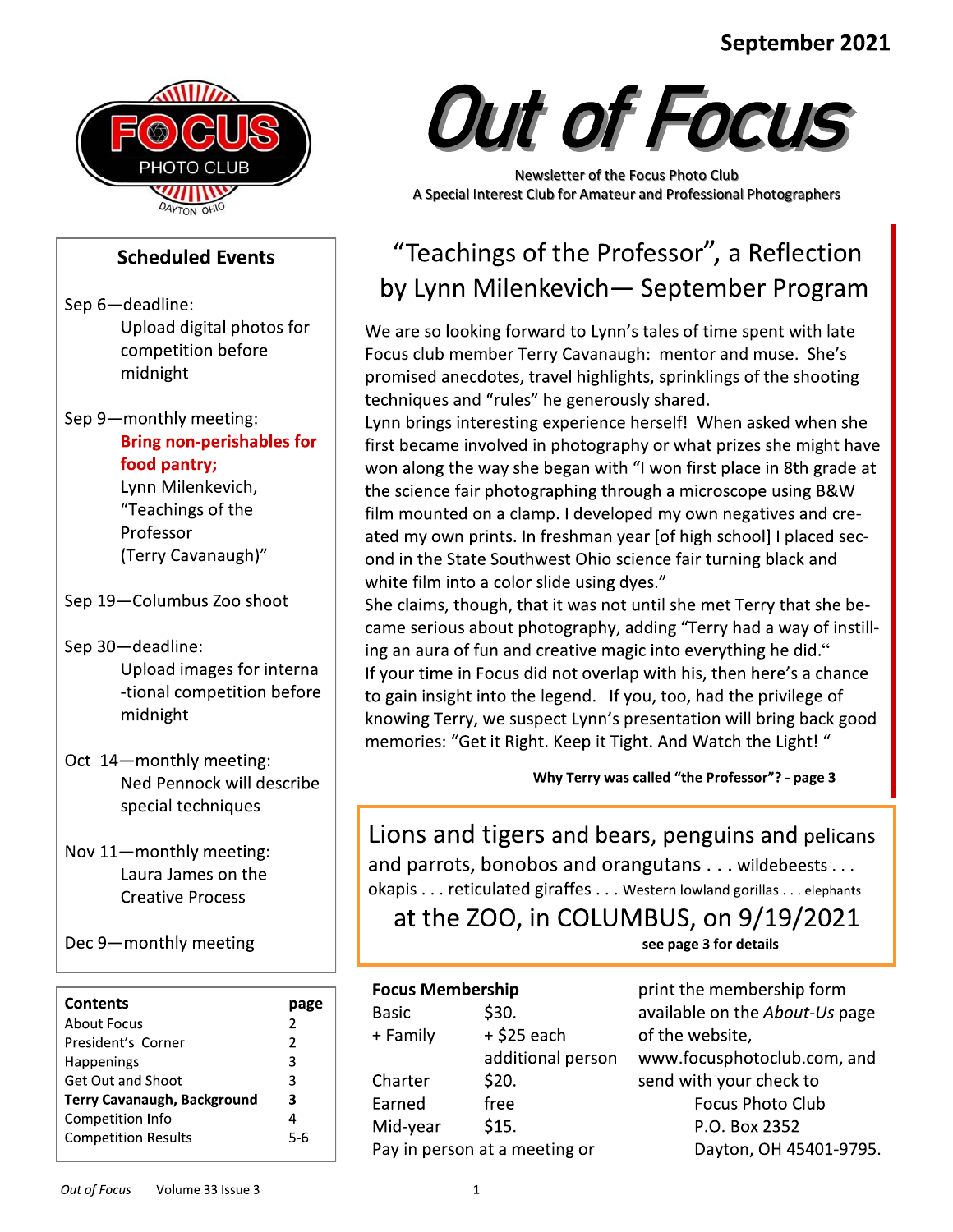September 2021

# Out of Focus

Newsletter of the Focus Photo Club
A Special Interest Club for Amateur and Professional Photographers

## Scheduled Events

Sep 6—deadline:
Upload digital photos for competition before midnight

Sep 9—monthly meeting:
**Bring non-perishables for food pantry;**
Lynn Milenkevich, "Teachings of the Professor (Terry Cavanaugh)"

Sep 19—Columbus Zoo shoot

Sep 30—deadline:
Upload images for international competition before midnight

Oct 14—monthly meeting:
Ned Pennock will describe special techniques

Nov 11—monthly meeting:
Laura James on the Creative Process

Dec 9—monthly meeting

| **Contents** | **page** |
|---|---|
| About Focus | 2 |
| Presidents's Corner | 2 |
| Happenings | 3 |
| Get Out and Shoot | 3 |
| **Terry Cavanaugh, Background** | **3** |
| Competition Info | 4 |
| Competition Results | 5-6 |

## "Teachings of the Professor", a Reflection by Lynn Milenkevich— September Program

We are so looking forward to Lynn's tales of time spent with late Focus club member Terry Cavanaugh: mentor and muse. She's promised anecdotes, travel highlights, sprinklings of the shooting techniques and "rules" he generously shared.

Lynn brings interesting experience herself! When asked when she first became involved in photography or what prizes she might have won along the way she began with "I won first place in 8th grade at the science fair photographing through a microscope using B&W film mounted on a clamp. I developed my own negatives and created my own prints. In freshman year [of high school] I placed second in the State Southwest Ohio science fair turning black and white film into a color slide using dyes."

She claims, though, that it was not until she met Terry that she became serious about photography, adding "Terry had a way of instilling an aura of fun and creative magic into everything he did."

If your time in Focus did not overlap with his, then here's a chance to gain insight into the legend. If you, too, had the privilege of knowing Terry, we suspect Lynn's presentation will bring back good memories: "Get it Right. Keep it Tight. And Watch the Light! "

**Why Terry was called "the Professor"? - page 3**

Lions and tigers and bears, penguins and pelicans and parrots, bonobos and orangutans . . . wildebeests . . . okapis . . . reticulated giraffes . . . Western lowland gorillas . . . elephants

at the ZOO, in COLUMBUS, on 9/19/2021

**see page 3 for details**

**Focus Membership**

| | |
|---|---|
| Basic | $30. |
| + Family | + $25 each additional person |
| Charter | $20. |
| Earned | free |
| Mid-year | $15. |

Pay in person at a meeting or print the membership form available on the *About-Us* page of the website, www.focusphotoclub.com, and send with your check to

Focus Photo Club
P.O. Box 2352
Dayton, OH 45401-9795.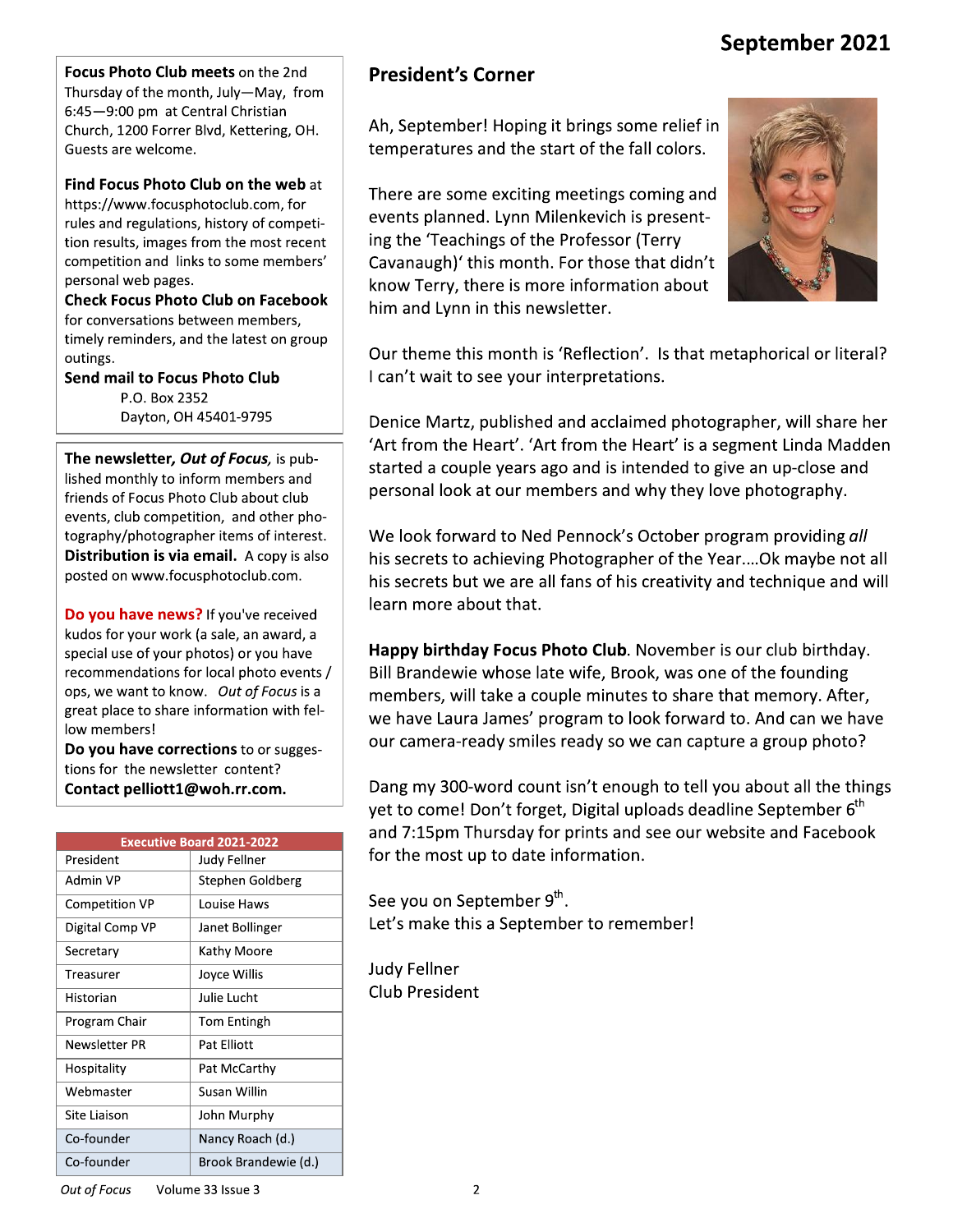**Focus Photo Club meets** on the 2nd Thursday of the month, July—May, from 6:45—9:00 pm at Central Christian Church, 1200 Forrer Blvd, Kettering, OH. Guests are welcome.

**Find Focus Photo Club on the web** at https://www.focusphotoclub.com, for rules and regulations, history of competition results, images from the most recent competition and links to some members' personal web pages.

**Check Focus Photo Club on Facebook** for conversations between members, timely reminders, and the latest on group outings.

**Send mail to Focus Photo Club**
P.O. Box 2352
Dayton, OH 45401-9795

**The newsletter, *Out of Focus*,** is published monthly to inform members and friends of Focus Photo Club about club events, club competition, and other photography/photographer items of interest. **Distribution is via email.** A copy is also posted on www.focusphotoclub.com.

**Do you have news?** If you've received kudos for your work (a sale, an award, a special use of your photos) or you have recommendations for local photo events / ops, we want to know. *Out of Focus* is a great place to share information with fellow members!

**Do you have corrections** to or suggestions for the newsletter content? **Contact pelliott1@woh.rr.com.**

| Executive Board 2021-2022 | |
|---|---|
| President | Judy Fellner |
| Admin VP | Stephen Goldberg |
| Competition VP | Louise Haws |
| Digital Comp VP | Janet Bollinger |
| Secretary | Kathy Moore |
| Treasurer | Joyce Willis |
| Historian | Julie Lucht |
| Program Chair | Tom Entingh |
| Newsletter PR | Pat Elliott |
| Hospitality | Pat McCarthy |
| Webmaster | Susan Willin |
| Site Liaison | John Murphy |
| Co-founder | Nancy Roach (d.) |
| Co-founder | Brook Brandewie (d.) |

## President's Corner

Ah, September! Hoping it brings some relief in temperatures and the start of the fall colors.

There are some exciting meetings coming and events planned. Lynn Milenkevich is presenting the 'Teachings of the Professor (Terry Cavanaugh)' this month. For those that didn't know Terry, there is more information about him and Lynn in this newsletter.

Our theme this month is 'Reflection'. Is that metaphorical or literal? I can't wait to see your interpretations.

Denice Martz, published and acclaimed photographer, will share her 'Art from the Heart'. 'Art from the Heart' is a segment Linda Madden started a couple years ago and is intended to give an up-close and personal look at our members and why they love photography.

We look forward to Ned Pennock's October program providing *all* his secrets to achieving Photographer of the Year....Ok maybe not all his secrets but we are all fans of his creativity and technique and will learn more about that.

**Happy birthday Focus Photo Club**. November is our club birthday. Bill Brandewie whose late wife, Brook, was one of the founding members, will take a couple minutes to share that memory. After, we have Laura James' program to look forward to. And can we have our camera-ready smiles ready so we can capture a group photo?

Dang my 300-word count isn't enough to tell you about all the things yet to come! Don't forget, Digital uploads deadline September 6th and 7:15pm Thursday for prints and see our website and Facebook for the most up to date information.

See you on September 9th.
Let's make this a September to remember!

Judy Fellner
Club President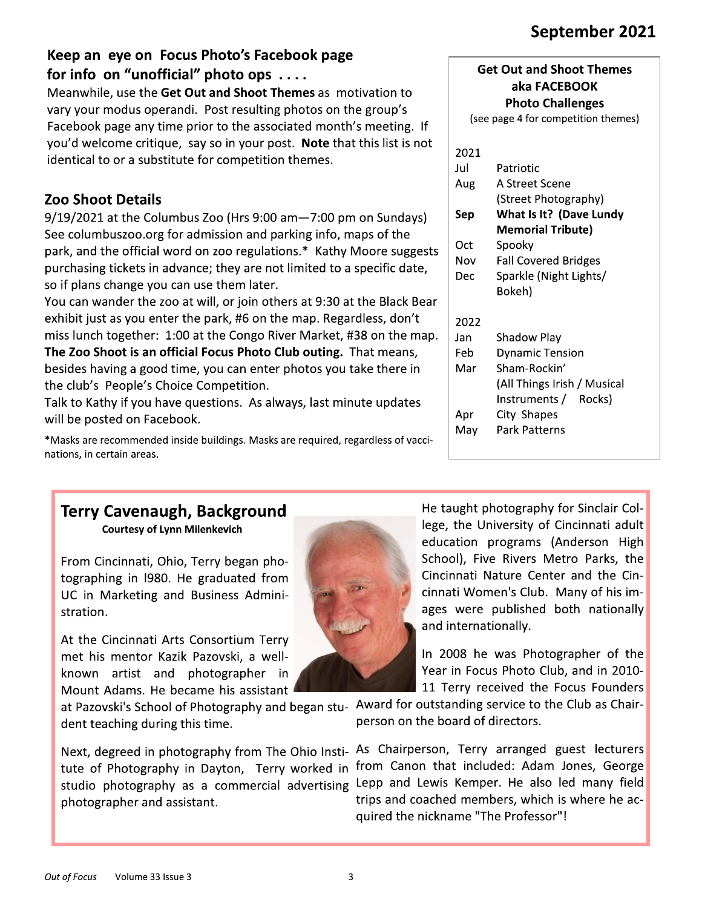September 2021

## Keep an eye on Focus Photo's Facebook page for info on "unofficial" photo ops . . . .

Meanwhile, use the **Get Out and Shoot Themes** as motivation to vary your modus operandi. Post resulting photos on the group's Facebook page any time prior to the associated month's meeting. If you'd welcome critique, say so in your post. **Note** that this list is not identical to or a substitute for competition themes.

## Zoo Shoot Details

9/19/2021 at the Columbus Zoo (Hrs 9:00 am—7:00 pm on Sundays) See columbuszoo.org for admission and parking info, maps of the park, and the official word on zoo regulations.* Kathy Moore suggests purchasing tickets in advance; they are not limited to a specific date, so if plans change you can use them later.

You can wander the zoo at will, or join others at 9:30 at the Black Bear exhibit just as you enter the park, #6 on the map. Regardless, don't miss lunch together: 1:00 at the Congo River Market, #38 on the map.

**The Zoo Shoot is an official Focus Photo Club outing.** That means, besides having a good time, you can enter photos you take there in the club's People's Choice Competition.

Talk to Kathy if you have questions. As always, last minute updates will be posted on Facebook.

*Masks are recommended inside buildings. Masks are required, regardless of vaccinations, in certain areas.

**Get Out and Shoot Themes aka FACEBOOK Photo Challenges**

(see page 4 for competition themes)

| | |
|---|---|
| 2021 | |
| Jul | Patriotic |
| Aug | A Street Scene (Street Photography) |
| **Sep** | **What Is It? (Dave Lundy Memorial Tribute)** |
| Oct | Spooky |
| Nov | Fall Covered Bridges |
| Dec | Sparkle (Night Lights/ Bokeh) |
| 2022 | |
| Jan | Shadow Play |
| Feb | Dynamic Tension |
| Mar | Sham-Rockin' (All Things Irish / Musical Instruments / Rocks) |
| Apr | City Shapes |
| May | Park Patterns |

## Terry Cavenaugh, Background

**Courtesy of Lynn Milenkevich**

From Cincinnati, Ohio, Terry began photographing in l980. He graduated from UC in Marketing and Business Administration.

At the Cincinnati Arts Consortium Terry met his mentor Kazik Pazovski, a well-known artist and photographer in Mount Adams. He became his assistant at Pazovski's School of Photography and began student teaching during this time.

Next, degreed in photography from The Ohio Institute of Photography in Dayton, Terry worked in studio photography as a commercial advertising photographer and assistant.

He taught photography for Sinclair College, the University of Cincinnati adult education programs (Anderson High School), Five Rivers Metro Parks, the Cincinnati Nature Center and the Cincinnati Women's Club. Many of his images were published both nationally and internationally.

In 2008 he was Photographer of the Year in Focus Photo Club, and in 2010-11 Terry received the Focus Founders Award for outstanding service to the Club as Chairperson on the board of directors.

As Chairperson, Terry arranged guest lecturers from Canon that included: Adam Jones, George Lepp and Lewis Kemper. He also led many field trips and coached members, which is where he acquired the nickname "The Professor"!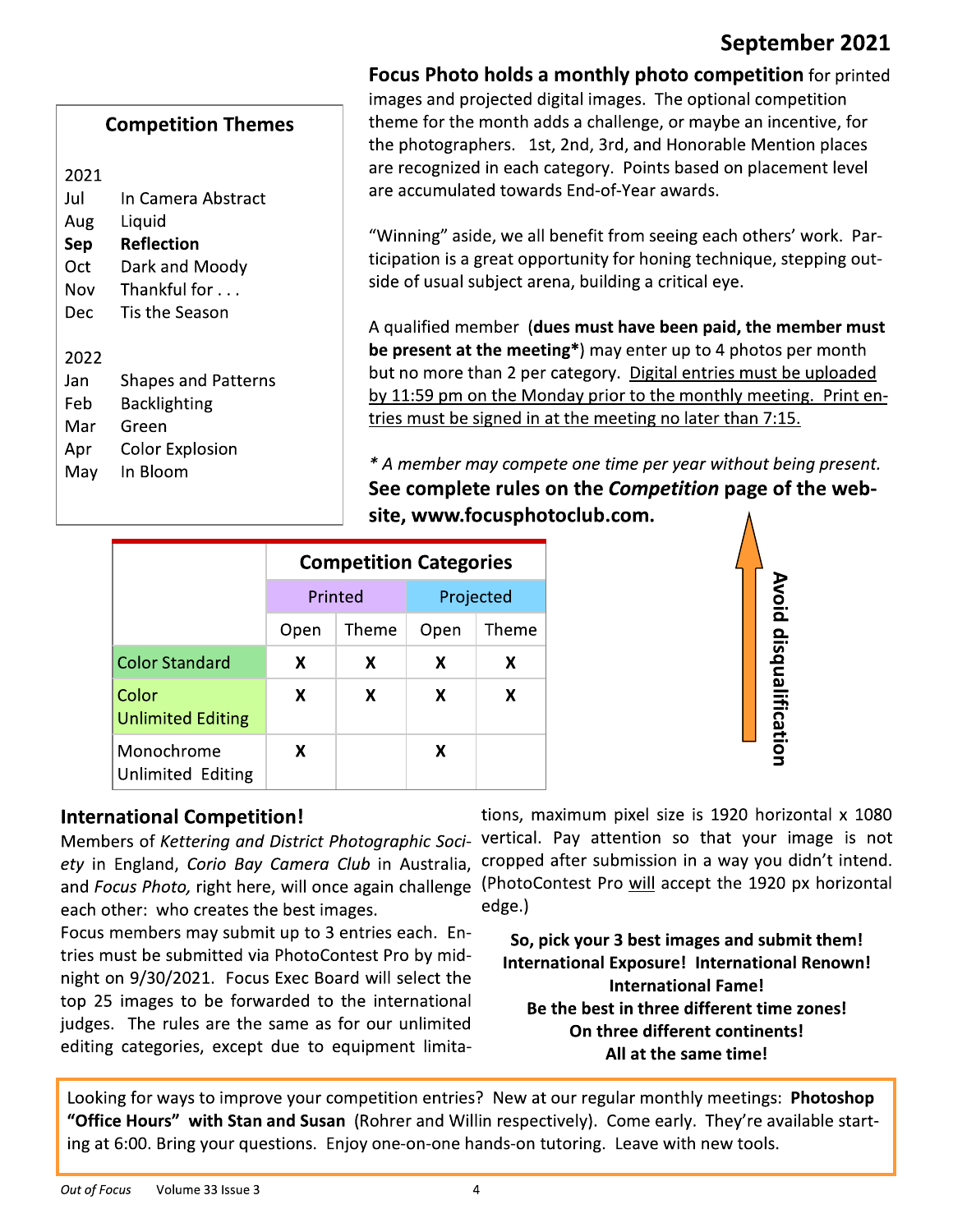# September 2021

### Competition Themes

2021

| | |
|---|---|
| Jul | In Camera Abstract |
| Aug | Liquid |
| **Sep** | **Reflection** |
| Oct | Dark and Moody |
| Nov | Thankful for . . . |
| Dec | Tis the Season |

2022

| | |
|---|---|
| Jan | Shapes and Patterns |
| Feb | Backlighting |
| Mar | Green |
| Apr | Color Explosion |
| May | In Bloom |

**Focus Photo holds a monthly photo competition** for printed images and projected digital images. The optional competition theme for the month adds a challenge, or maybe an incentive, for the photographers. 1st, 2nd, 3rd, and Honorable Mention places are recognized in each category. Points based on placement level are accumulated towards End-of-Year awards.

"Winning" aside, we all benefit from seeing each others' work. Participation is a great opportunity for honing technique, stepping outside of usual subject arena, building a critical eye.

A qualified member (**dues must have been paid, the member must be present at the meeting***) may enter up to 4 photos per month but no more than 2 per category. <u>Digital entries must be uploaded by 11:59 pm on the Monday prior to the monthly meeting. Print entries must be signed in at the meeting no later than 7:15.</u>

*\* A member may compete one time per year without being present.*

**See complete rules on the *Competition* page of the website, www.focusphotoclub.com.**

**Avoid disqualification**

| | **Competition Categories** | | | |
|---|---|---|---|---|
| | Printed | | Projected | |
| | Open | Theme | Open | Theme |
| Color Standard | X | X | X | X |
| Color Unlimited Editing | X | X | X | X |
| Monochrome Unlimited Editing | X | | X | |

## International Competition!

Members of *Kettering and District Photographic Society* in England, *Corio Bay Camera Club* in Australia, and *Focus Photo,* right here, will once again challenge each other: who creates the best images.

Focus members may submit up to 3 entries each. Entries must be submitted via PhotoContest Pro by midnight on 9/30/2021. Focus Exec Board will select the top 25 images to be forwarded to the international judges. The rules are the same as for our unlimited editing categories, except due to equipment limitations, maximum pixel size is 1920 horizontal x 1080 vertical. Pay attention so that your image is not cropped after submission in a way you didn't intend. (PhotoContest Pro <u>will</u> accept the 1920 px horizontal edge.)

**So, pick your 3 best images and submit them!**
**International Exposure! International Renown!**
**International Fame!**
**Be the best in three different time zones!**
**On three different continents!**
**All at the same time!**

Looking for ways to improve your competition entries? New at our regular monthly meetings: **Photoshop "Office Hours" with Stan and Susan** (Rohrer and Willin respectively). Come early. They're available starting at 6:00. Bring your questions. Enjoy one-on-one hands-on tutoring. Leave with new tools.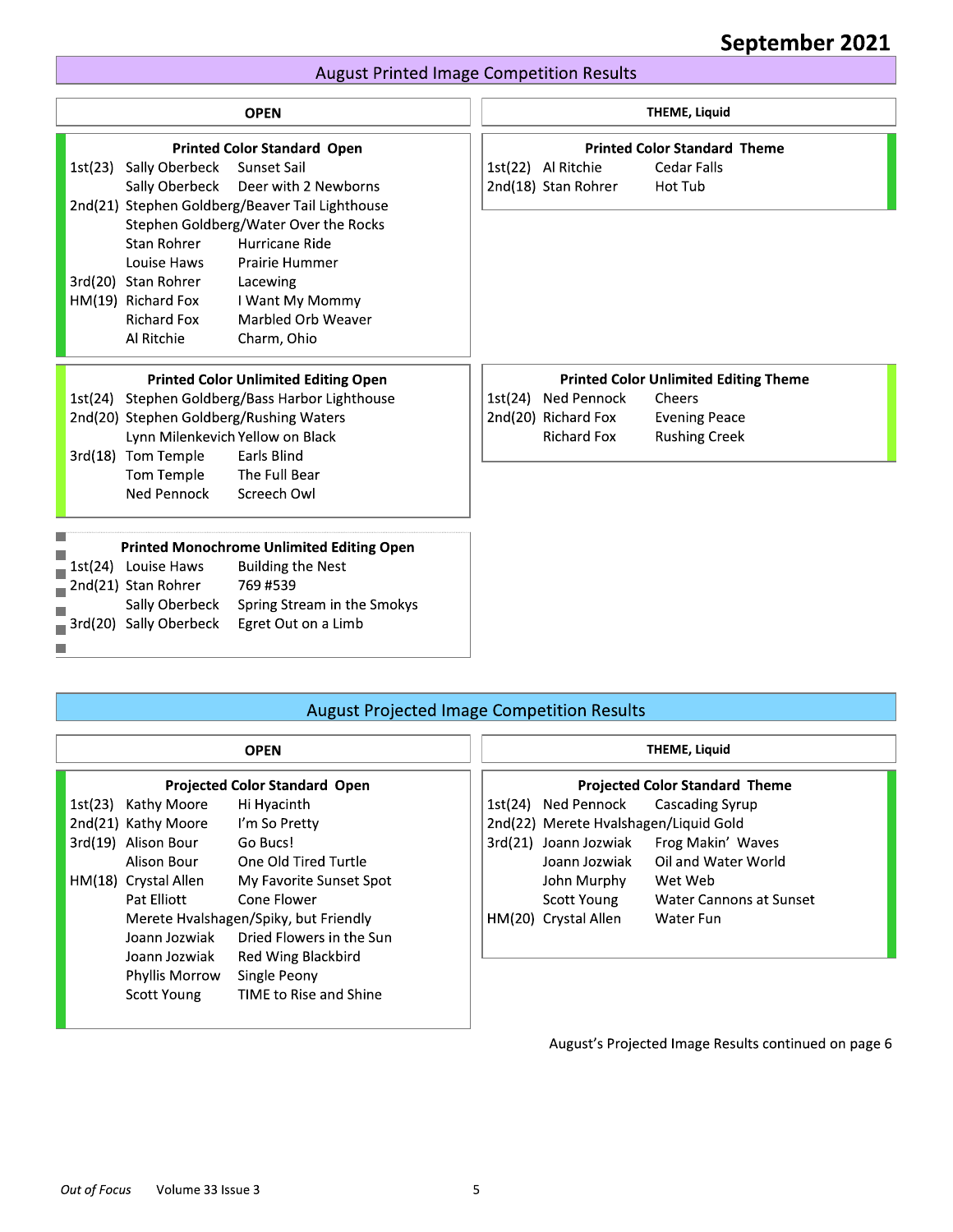## August Printed Image Competition Results

### OPEN

**Printed Color Standard Open**

| Place | Name | Title |
|---|---|---|
| 1st(23) | Sally Oberbeck | Sunset Sail |
| | Sally Oberbeck | Deer with 2 Newborns |
| 2nd(21) | Stephen Goldberg | Beaver Tail Lighthouse |
| | Stephen Goldberg | Water Over the Rocks |
| | Stan Rohrer | Hurricane Ride |
| | Louise Haws | Prairie Hummer |
| 3rd(20) | Stan Rohrer | Lacewing |
| HM(19) | Richard Fox | I Want My Mommy |
| | Richard Fox | Marbled Orb Weaver |
| | Al Ritchie | Charm, Ohio |

**Printed Color Unlimited Editing Open**

| Place | Name | Title |
|---|---|---|
| 1st(24) | Stephen Goldberg | Bass Harbor Lighthouse |
| 2nd(20) | Stephen Goldberg | Rushing Waters |
| | Lynn Milenkevich | Yellow on Black |
| 3rd(18) | Tom Temple | Earls Blind |
| | Tom Temple | The Full Bear |
| | Ned Pennock | Screech Owl |

**Printed Monochrome Unlimited Editing Open**

| Place | Name | Title |
|---|---|---|
| 1st(24) | Louise Haws | Building the Nest |
| 2nd(21) | Stan Rohrer | 769 #539 |
| | Sally Oberbeck | Spring Stream in the Smokys |
| 3rd(20) | Sally Oberbeck | Egret Out on a Limb |

### THEME, Liquid

**Printed Color Standard Theme**

| Place | Name | Title |
|---|---|---|
| 1st(22) | Al Ritchie | Cedar Falls |
| 2nd(18) | Stan Rohrer | Hot Tub |

**Printed Color Unlimited Editing Theme**

| Place | Name | Title |
|---|---|---|
| 1st(24) | Ned Pennock | Cheers |
| 2nd(20) | Richard Fox | Evening Peace |
| | Richard Fox | Rushing Creek |

## August Projected Image Competition Results

### OPEN

**Projected Color Standard Open**

| Place | Name | Title |
|---|---|---|
| 1st(23) | Kathy Moore | Hi Hyacinth |
| 2nd(21) | Kathy Moore | I'm So Pretty |
| 3rd(19) | Alison Bour | Go Bucs! |
| | Alison Bour | One Old Tired Turtle |
| HM(18) | Crystal Allen | My Favorite Sunset Spot |
| | Pat Elliott | Cone Flower |
| | Merete Hvalshagen | Spiky, but Friendly |
| | Joann Jozwiak | Dried Flowers in the Sun |
| | Joann Jozwiak | Red Wing Blackbird |
| | Phyllis Morrow | Single Peony |
| | Scott Young | TIME to Rise and Shine |

### THEME, Liquid

**Projected Color Standard Theme**

| Place | Name | Title |
|---|---|---|
| 1st(24) | Ned Pennock | Cascading Syrup |
| 2nd(22) | Merete Hvalshagen | Liquid Gold |
| 3rd(21) | Joann Jozwiak | Frog Makin' Waves |
| | Joann Jozwiak | Oil and Water World |
| | John Murphy | Wet Web |
| | Scott Young | Water Cannons at Sunset |
| HM(20) | Crystal Allen | Water Fun |

August's Projected Image Results continued on page 6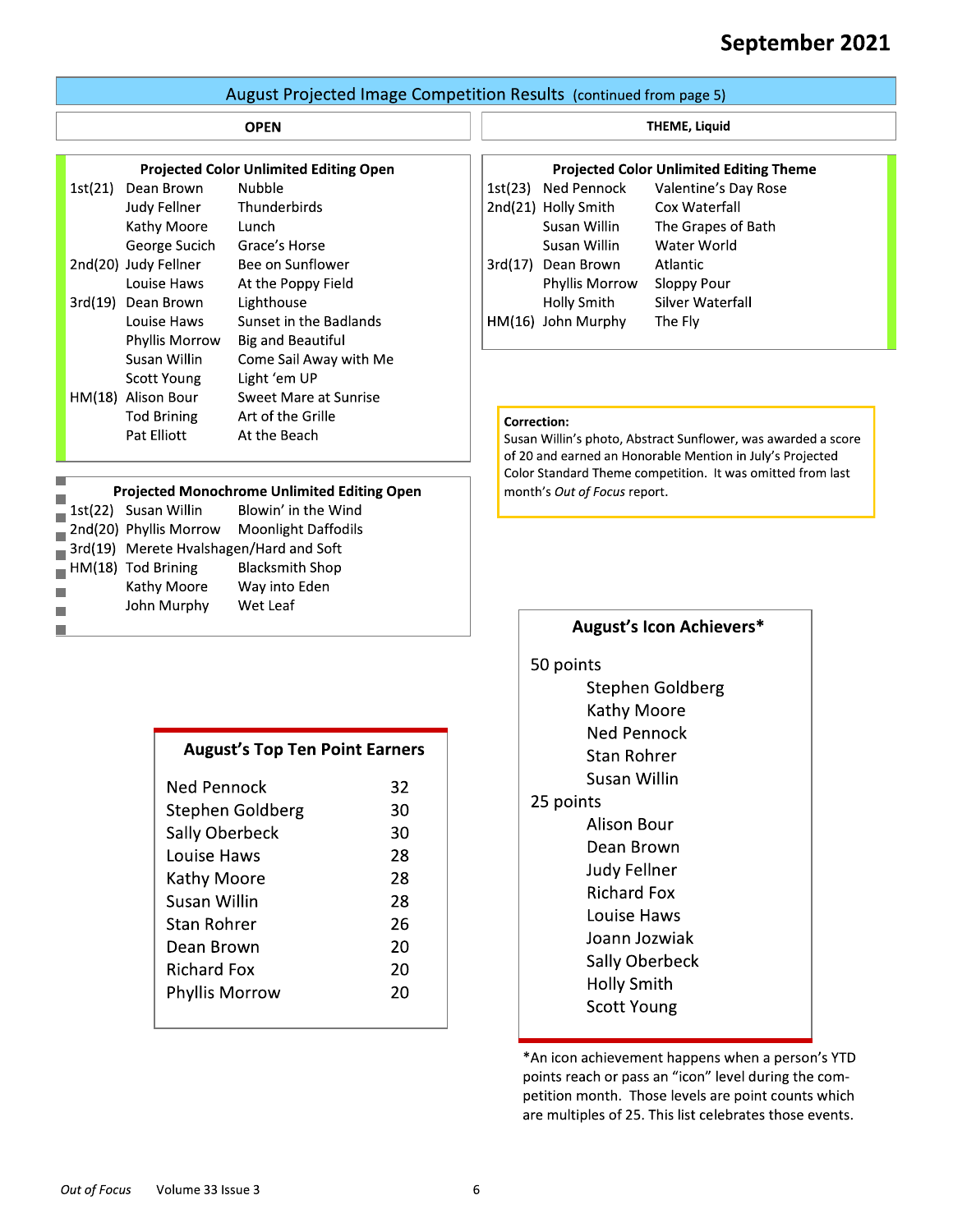September 2021

## August Projected Image Competition Results (continued from page 5)

### OPEN

**Projected Color Unlimited Editing Open**

| | | |
|---|---|---|
| 1st(21) | Dean Brown | Nubble |
| | Judy Fellner | Thunderbirds |
| | Kathy Moore | Lunch |
| | George Sucich | Grace's Horse |
| 2nd(20) | Judy Fellner | Bee on Sunflower |
| | Louise Haws | At the Poppy Field |
| 3rd(19) | Dean Brown | Lighthouse |
| | Louise Haws | Sunset in the Badlands |
| | Phyllis Morrow | Big and Beautiful |
| | Susan Willin | Come Sail Away with Me |
| | Scott Young | Light 'em UP |
| HM(18) | Alison Bour | Sweet Mare at Sunrise |
| | Tod Brining | Art of the Grille |
| | Pat Elliott | At the Beach |

**Projected Monochrome Unlimited Editing Open**

| | | |
|---|---|---|
| 1st(22) | Susan Willin | Blowin' in the Wind |
| 2nd(20) | Phyllis Morrow | Moonlight Daffodils |
| 3rd(19) | Merete Hvalshagen | Hard and Soft |
| HM(18) | Tod Brining | Blacksmith Shop |
| | Kathy Moore | Way into Eden |
| | John Murphy | Wet Leaf |

### THEME, Liquid

**Projected Color Unlimited Editing Theme**

| | | |
|---|---|---|
| 1st(23) | Ned Pennock | Valentine's Day Rose |
| 2nd(21) | Holly Smith | Cox Waterfall |
| | Susan Willin | The Grapes of Bath |
| | Susan Willin | Water World |
| 3rd(17) | Dean Brown | Atlantic |
| | Phyllis Morrow | Sloppy Pour |
| | Holly Smith | Silver Waterfall |
| HM(16) | John Murphy | The Fly |

**Correction:**
Susan Willin's photo, Abstract Sunflower, was awarded a score of 20 and earned an Honorable Mention in July's Projected Color Standard Theme competition. It was omitted from last month's *Out of Focus* report.

### August's Top Ten Point Earners

| | |
|---|---|
| Ned Pennock | 32 |
| Stephen Goldberg | 30 |
| Sally Oberbeck | 30 |
| Louise Haws | 28 |
| Kathy Moore | 28 |
| Susan Willin | 28 |
| Stan Rohrer | 26 |
| Dean Brown | 20 |
| Richard Fox | 20 |
| Phyllis Morrow | 20 |

### August's Icon Achievers*

50 points
- Stephen Goldberg
- Kathy Moore
- Ned Pennock
- Stan Rohrer
- Susan Willin

25 points
- Alison Bour
- Dean Brown
- Judy Fellner
- Richard Fox
- Louise Haws
- Joann Jozwiak
- Sally Oberbeck
- Holly Smith
- Scott Young

*An icon achievement happens when a person's YTD points reach or pass an "icon" level during the competition month. Those levels are point counts which are multiples of 25. This list celebrates those events.